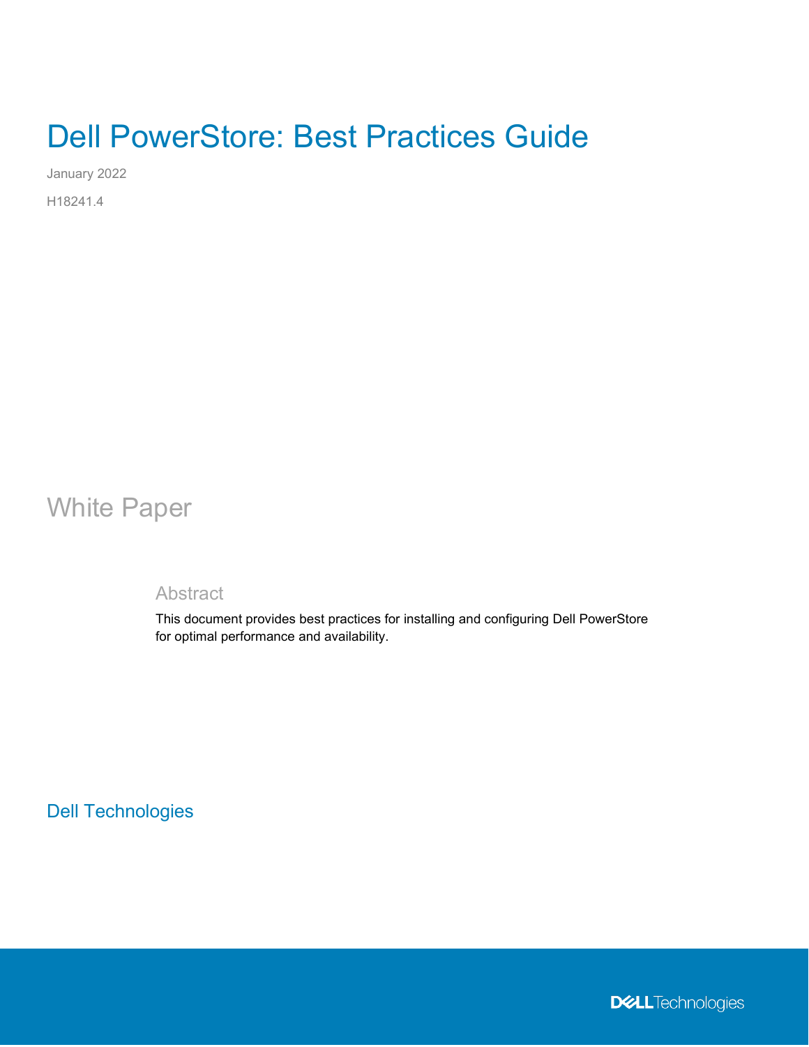# Dell PowerStore: Best Practices Guide

January 2022

H18241.4

## White Paper

### Abstract

This document provides best practices for installing and configuring Dell PowerStore for optimal performance and availability.

Dell Technologies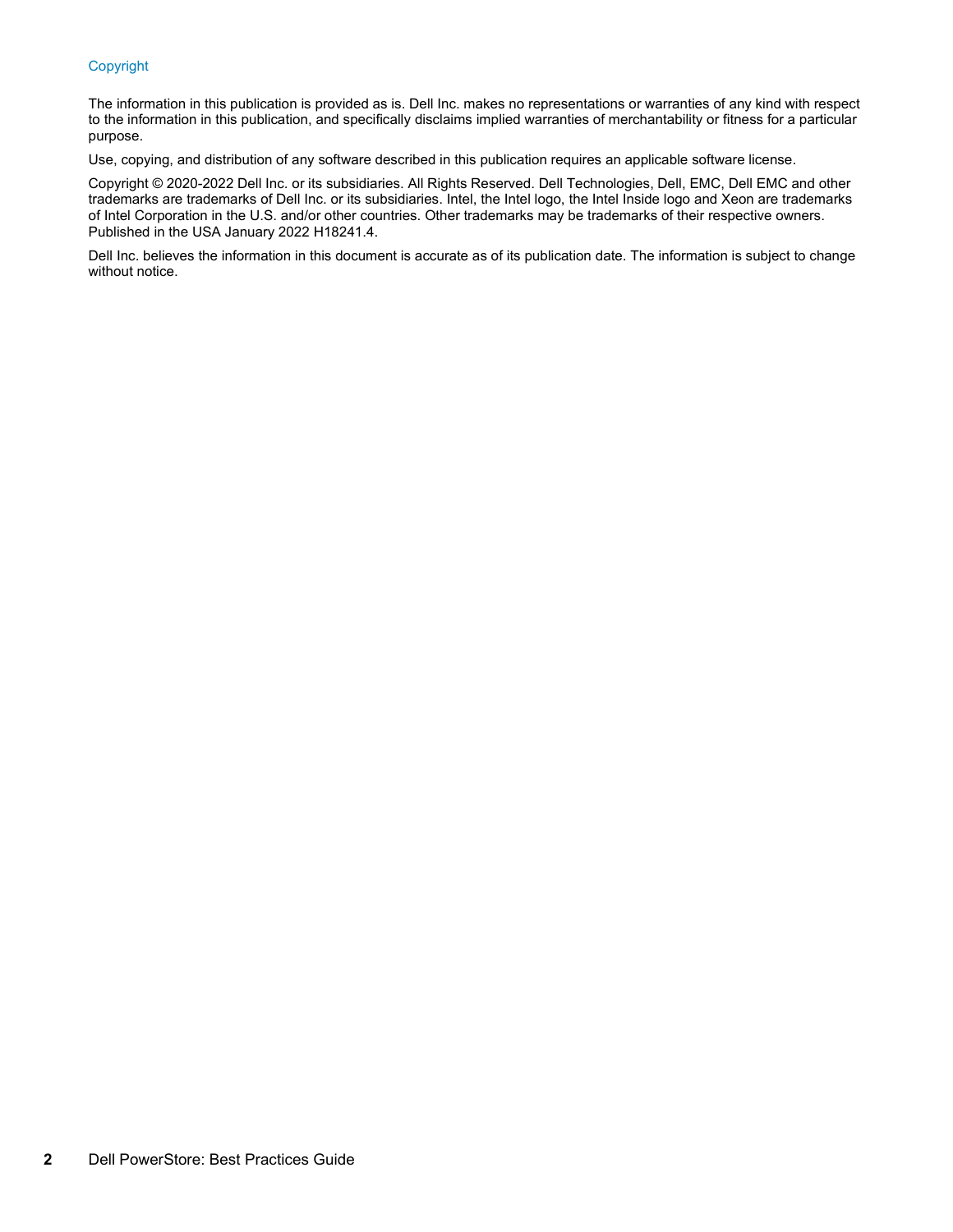## Copyright

The information in this publication is provided as is. Dell Inc. makes no representations or warranties of any kind with respect to the information in this publication, and specifically disclaims implied warranties of merchantability or fitness for a particular purpose.

Use, copying, and distribution of any software described in this publication requires an applicable software license.

Copyright © 2020-2022 Dell Inc. or its subsidiaries. All Rights Reserved. Dell Technologies, Dell, EMC, Dell EMC and other trademarks are trademarks of Dell Inc. or its subsidiaries. Intel, the Intel logo, the Intel Inside logo and Xeon are trademarks of Intel Corporation in the U.S. and/or other countries. Other trademarks may be trademarks of their respective owners. Published in the USA January 2022 H18241.4.

Dell Inc. believes the information in this document is accurate as of its publication date. The information is subject to change without notice.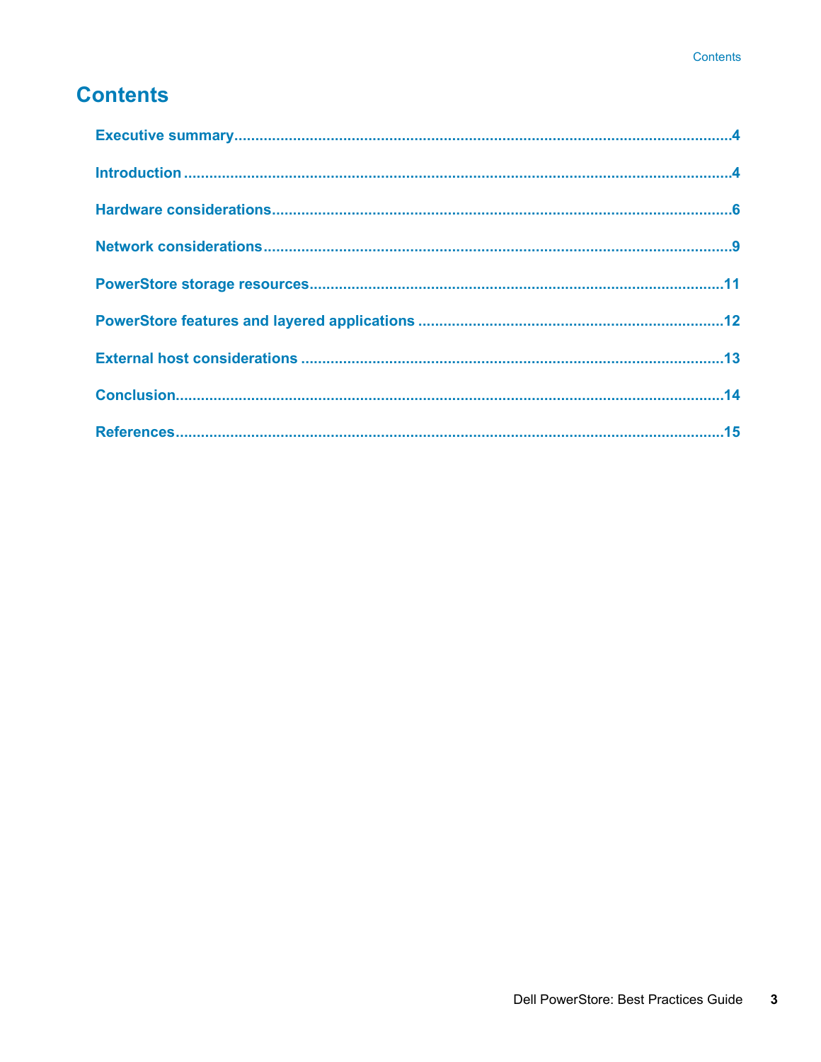# Contents

Executive summary....................................................................................................................4

Introduction ..............................................................................................................................4

Hardware considerations..........................................................................................................6

Network considerations............................................................................................................9

PowerStore storage resources................................................................................................11

PowerStore features and layered applications .......................................................................12

External host considerations ...................................................................................................13

Conclusion................................................................................................................................14

References................................................................................................................................15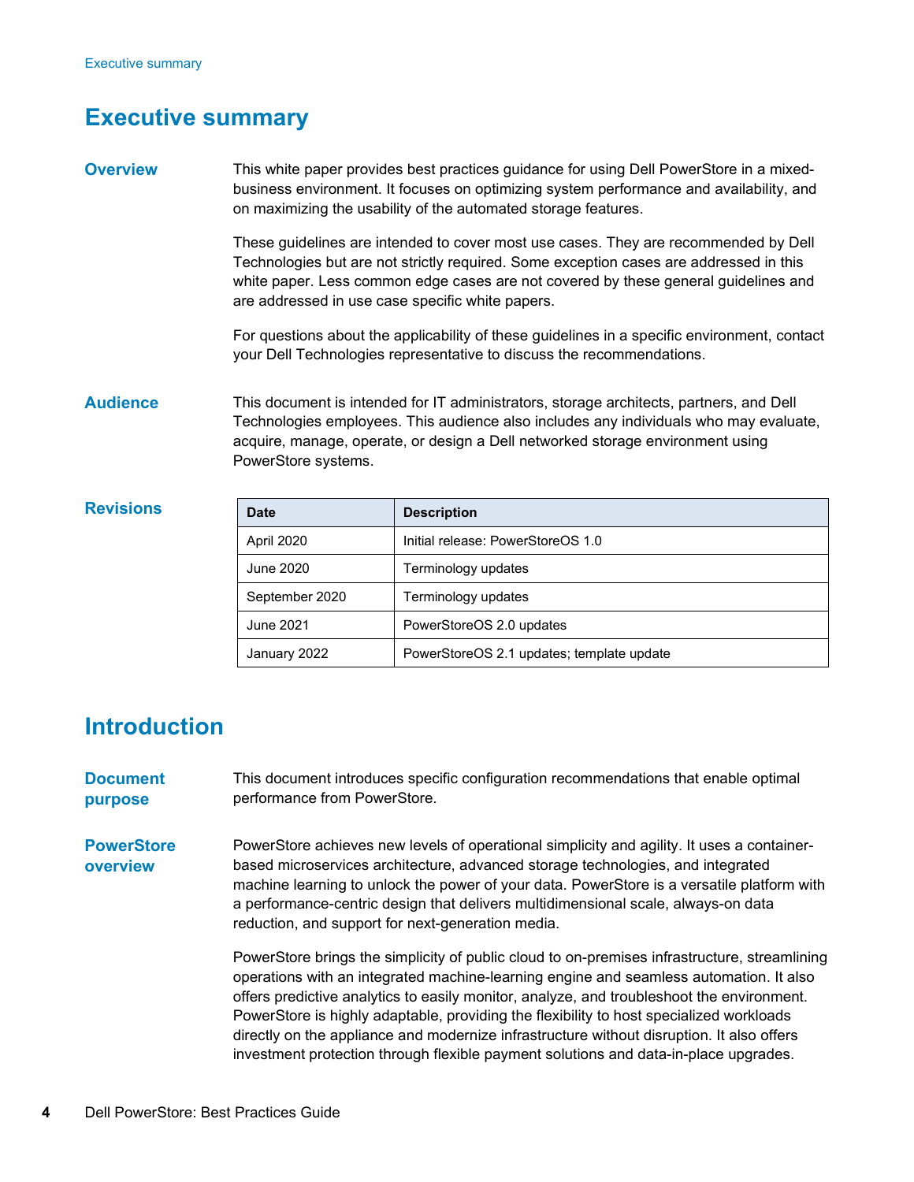# Executive summary

## Overview

This white paper provides best practices guidance for using Dell PowerStore in a mixed-business environment. It focuses on optimizing system performance and availability, and on maximizing the usability of the automated storage features.

These guidelines are intended to cover most use cases. They are recommended by Dell Technologies but are not strictly required. Some exception cases are addressed in this white paper. Less common edge cases are not covered by these general guidelines and are addressed in use case specific white papers.

For questions about the applicability of these guidelines in a specific environment, contact your Dell Technologies representative to discuss the recommendations.

## Audience

This document is intended for IT administrators, storage architects, partners, and Dell Technologies employees. This audience also includes any individuals who may evaluate, acquire, manage, operate, or design a Dell networked storage environment using PowerStore systems.

## Revisions

| Date | Description |
|---|---|
| April 2020 | Initial release: PowerStoreOS 1.0 |
| June 2020 | Terminology updates |
| September 2020 | Terminology updates |
| June 2021 | PowerStoreOS 2.0 updates |
| January 2022 | PowerStoreOS 2.1 updates; template update |

# Introduction

## Document purpose

This document introduces specific configuration recommendations that enable optimal performance from PowerStore.

## PowerStore overview

PowerStore achieves new levels of operational simplicity and agility. It uses a container-based microservices architecture, advanced storage technologies, and integrated machine learning to unlock the power of your data. PowerStore is a versatile platform with a performance-centric design that delivers multidimensional scale, always-on data reduction, and support for next-generation media.

PowerStore brings the simplicity of public cloud to on-premises infrastructure, streamlining operations with an integrated machine-learning engine and seamless automation. It also offers predictive analytics to easily monitor, analyze, and troubleshoot the environment. PowerStore is highly adaptable, providing the flexibility to host specialized workloads directly on the appliance and modernize infrastructure without disruption. It also offers investment protection through flexible payment solutions and data-in-place upgrades.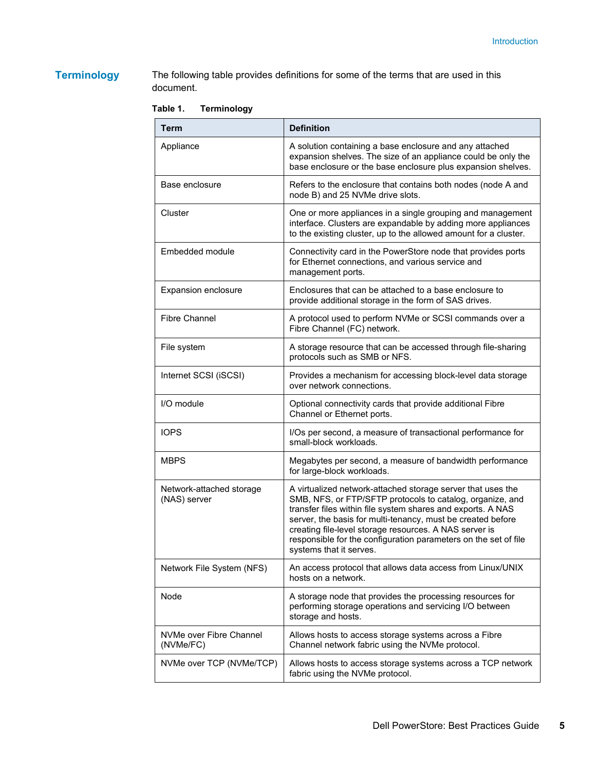## Terminology

The following table provides definitions for some of the terms that are used in this document.

**Table 1. Terminology**

| Term | Definition |
| --- | --- |
| Appliance | A solution containing a base enclosure and any attached expansion shelves. The size of an appliance could be only the base enclosure or the base enclosure plus expansion shelves. |
| Base enclosure | Refers to the enclosure that contains both nodes (node A and node B) and 25 NVMe drive slots. |
| Cluster | One or more appliances in a single grouping and management interface. Clusters are expandable by adding more appliances to the existing cluster, up to the allowed amount for a cluster. |
| Embedded module | Connectivity card in the PowerStore node that provides ports for Ethernet connections, and various service and management ports. |
| Expansion enclosure | Enclosures that can be attached to a base enclosure to provide additional storage in the form of SAS drives. |
| Fibre Channel | A protocol used to perform NVMe or SCSI commands over a Fibre Channel (FC) network. |
| File system | A storage resource that can be accessed through file-sharing protocols such as SMB or NFS. |
| Internet SCSI (iSCSI) | Provides a mechanism for accessing block-level data storage over network connections. |
| I/O module | Optional connectivity cards that provide additional Fibre Channel or Ethernet ports. |
| IOPS | I/Os per second, a measure of transactional performance for small-block workloads. |
| MBPS | Megabytes per second, a measure of bandwidth performance for large-block workloads. |
| Network-attached storage (NAS) server | A virtualized network-attached storage server that uses the SMB, NFS, or FTP/SFTP protocols to catalog, organize, and transfer files within file system shares and exports. A NAS server, the basis for multi-tenancy, must be created before creating file-level storage resources. A NAS server is responsible for the configuration parameters on the set of file systems that it serves. |
| Network File System (NFS) | An access protocol that allows data access from Linux/UNIX hosts on a network. |
| Node | A storage node that provides the processing resources for performing storage operations and servicing I/O between storage and hosts. |
| NVMe over Fibre Channel (NVMe/FC) | Allows hosts to access storage systems across a Fibre Channel network fabric using the NVMe protocol. |
| NVMe over TCP (NVMe/TCP) | Allows hosts to access storage systems across a TCP network fabric using the NVMe protocol. |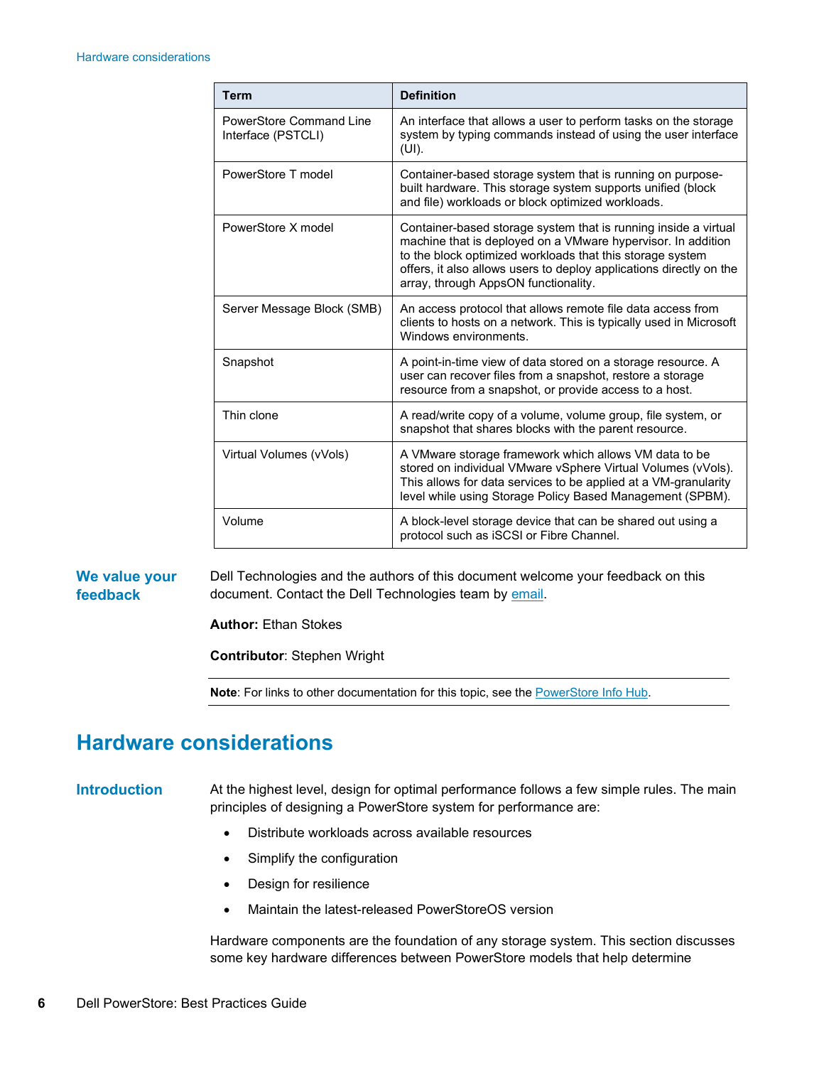| Term | Definition |
| --- | --- |
| PowerStore Command Line Interface (PSTCLI) | An interface that allows a user to perform tasks on the storage system by typing commands instead of using the user interface (UI). |
| PowerStore T model | Container-based storage system that is running on purpose-built hardware. This storage system supports unified (block and file) workloads or block optimized workloads. |
| PowerStore X model | Container-based storage system that is running inside a virtual machine that is deployed on a VMware hypervisor. In addition to the block optimized workloads that this storage system offers, it also allows users to deploy applications directly on the array, through AppsON functionality. |
| Server Message Block (SMB) | An access protocol that allows remote file data access from clients to hosts on a network. This is typically used in Microsoft Windows environments. |
| Snapshot | A point-in-time view of data stored on a storage resource. A user can recover files from a snapshot, restore a storage resource from a snapshot, or provide access to a host. |
| Thin clone | A read/write copy of a volume, volume group, file system, or snapshot that shares blocks with the parent resource. |
| Virtual Volumes (vVols) | A VMware storage framework which allows VM data to be stored on individual VMware vSphere Virtual Volumes (vVols). This allows for data services to be applied at a VM-granularity level while using Storage Policy Based Management (SPBM). |
| Volume | A block-level storage device that can be shared out using a protocol such as iSCSI or Fibre Channel. |

### We value your feedback

Dell Technologies and the authors of this document welcome your feedback on this document. Contact the Dell Technologies team by email.

**Author:** Ethan Stokes

**Contributor**: Stephen Wright

**Note**: For links to other documentation for this topic, see the PowerStore Info Hub.

# Hardware considerations

### Introduction

At the highest level, design for optimal performance follows a few simple rules. The main principles of designing a PowerStore system for performance are:

- Distribute workloads across available resources
- Simplify the configuration
- Design for resilience
- Maintain the latest-released PowerStoreOS version

Hardware components are the foundation of any storage system. This section discusses some key hardware differences between PowerStore models that help determine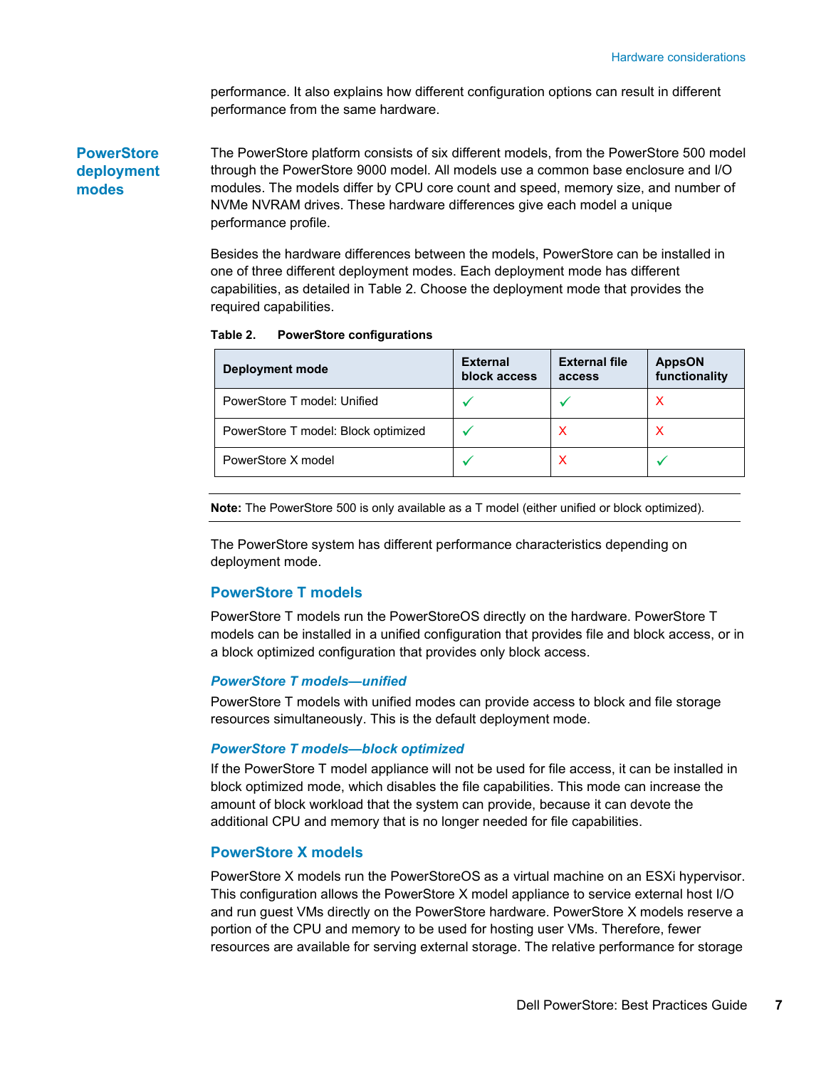performance. It also explains how different configuration options can result in different performance from the same hardware.

## PowerStore deployment modes

The PowerStore platform consists of six different models, from the PowerStore 500 model through the PowerStore 9000 model. All models use a common base enclosure and I/O modules. The models differ by CPU core count and speed, memory size, and number of NVMe NVRAM drives. These hardware differences give each model a unique performance profile.

Besides the hardware differences between the models, PowerStore can be installed in one of three different deployment modes. Each deployment mode has different capabilities, as detailed in Table 2. Choose the deployment mode that provides the required capabilities.

**Table 2. PowerStore configurations**

| Deployment mode | External block access | External file access | AppsON functionality |
|---|---|---|---|
| PowerStore T model: Unified | ✓ | ✓ | X |
| PowerStore T model: Block optimized | ✓ | X | X |
| PowerStore X model | ✓ | X | ✓ |

**Note:** The PowerStore 500 is only available as a T model (either unified or block optimized).

The PowerStore system has different performance characteristics depending on deployment mode.

### PowerStore T models

PowerStore T models run the PowerStoreOS directly on the hardware. PowerStore T models can be installed in a unified configuration that provides file and block access, or in a block optimized configuration that provides only block access.

#### *PowerStore T models—unified*

PowerStore T models with unified modes can provide access to block and file storage resources simultaneously. This is the default deployment mode.

#### *PowerStore T models—block optimized*

If the PowerStore T model appliance will not be used for file access, it can be installed in block optimized mode, which disables the file capabilities. This mode can increase the amount of block workload that the system can provide, because it can devote the additional CPU and memory that is no longer needed for file capabilities.

### PowerStore X models

PowerStore X models run the PowerStoreOS as a virtual machine on an ESXi hypervisor. This configuration allows the PowerStore X model appliance to service external host I/O and run guest VMs directly on the PowerStore hardware. PowerStore X models reserve a portion of the CPU and memory to be used for hosting user VMs. Therefore, fewer resources are available for serving external storage. The relative performance for storage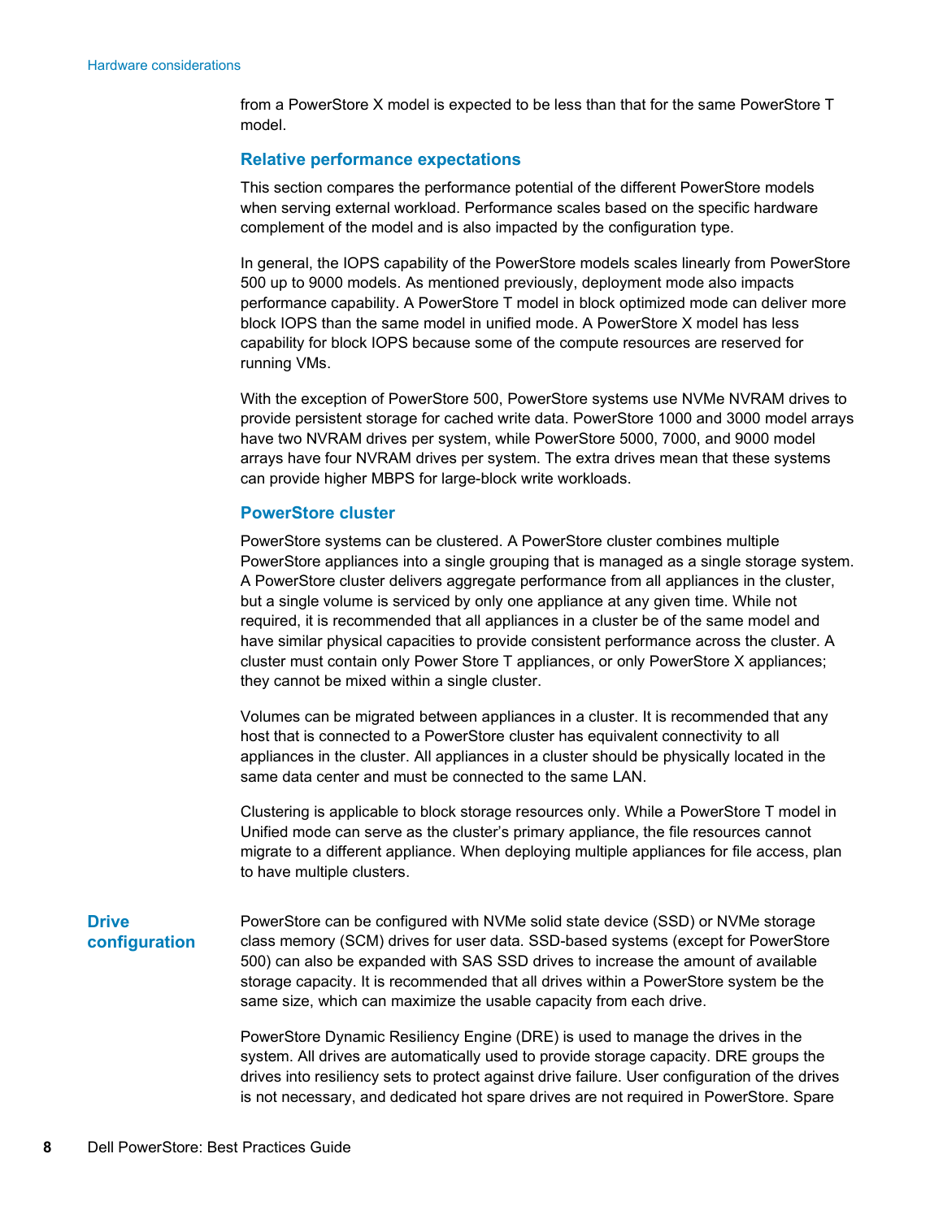from a PowerStore X model is expected to be less than that for the same PowerStore T model.

### Relative performance expectations

This section compares the performance potential of the different PowerStore models when serving external workload. Performance scales based on the specific hardware complement of the model and is also impacted by the configuration type.

In general, the IOPS capability of the PowerStore models scales linearly from PowerStore 500 up to 9000 models. As mentioned previously, deployment mode also impacts performance capability. A PowerStore T model in block optimized mode can deliver more block IOPS than the same model in unified mode. A PowerStore X model has less capability for block IOPS because some of the compute resources are reserved for running VMs.

With the exception of PowerStore 500, PowerStore systems use NVMe NVRAM drives to provide persistent storage for cached write data. PowerStore 1000 and 3000 model arrays have two NVRAM drives per system, while PowerStore 5000, 7000, and 9000 model arrays have four NVRAM drives per system. The extra drives mean that these systems can provide higher MBPS for large-block write workloads.

### PowerStore cluster

PowerStore systems can be clustered. A PowerStore cluster combines multiple PowerStore appliances into a single grouping that is managed as a single storage system. A PowerStore cluster delivers aggregate performance from all appliances in the cluster, but a single volume is serviced by only one appliance at any given time. While not required, it is recommended that all appliances in a cluster be of the same model and have similar physical capacities to provide consistent performance across the cluster. A cluster must contain only Power Store T appliances, or only PowerStore X appliances; they cannot be mixed within a single cluster.

Volumes can be migrated between appliances in a cluster. It is recommended that any host that is connected to a PowerStore cluster has equivalent connectivity to all appliances in the cluster. All appliances in a cluster should be physically located in the same data center and must be connected to the same LAN.

Clustering is applicable to block storage resources only. While a PowerStore T model in Unified mode can serve as the cluster's primary appliance, the file resources cannot migrate to a different appliance. When deploying multiple appliances for file access, plan to have multiple clusters.

## Drive configuration

PowerStore can be configured with NVMe solid state device (SSD) or NVMe storage class memory (SCM) drives for user data. SSD-based systems (except for PowerStore 500) can also be expanded with SAS SSD drives to increase the amount of available storage capacity. It is recommended that all drives within a PowerStore system be the same size, which can maximize the usable capacity from each drive.

PowerStore Dynamic Resiliency Engine (DRE) is used to manage the drives in the system. All drives are automatically used to provide storage capacity. DRE groups the drives into resiliency sets to protect against drive failure. User configuration of the drives is not necessary, and dedicated hot spare drives are not required in PowerStore. Spare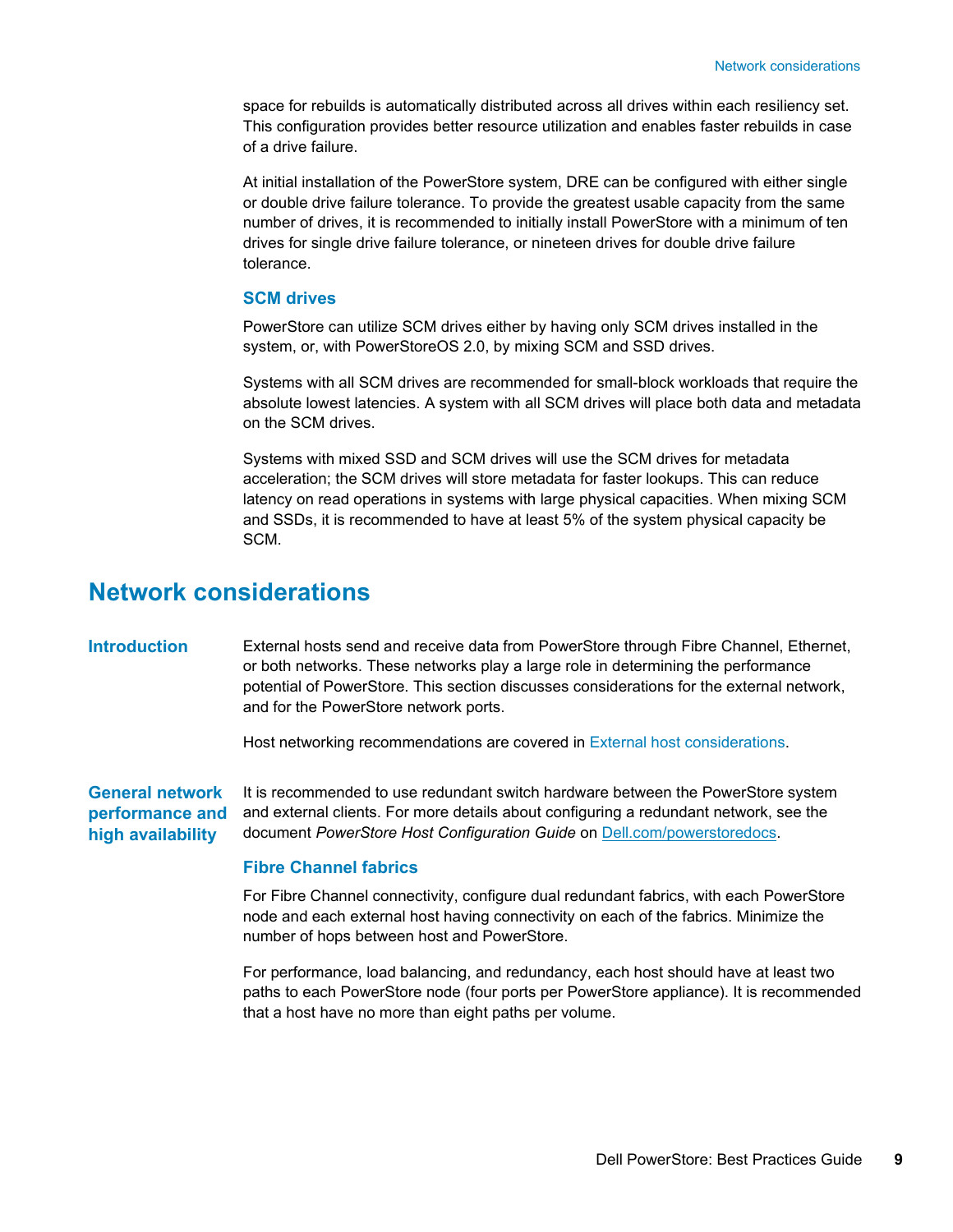space for rebuilds is automatically distributed across all drives within each resiliency set. This configuration provides better resource utilization and enables faster rebuilds in case of a drive failure.

At initial installation of the PowerStore system, DRE can be configured with either single or double drive failure tolerance. To provide the greatest usable capacity from the same number of drives, it is recommended to initially install PowerStore with a minimum of ten drives for single drive failure tolerance, or nineteen drives for double drive failure tolerance.

### SCM drives

PowerStore can utilize SCM drives either by having only SCM drives installed in the system, or, with PowerStoreOS 2.0, by mixing SCM and SSD drives.

Systems with all SCM drives are recommended for small-block workloads that require the absolute lowest latencies. A system with all SCM drives will place both data and metadata on the SCM drives.

Systems with mixed SSD and SCM drives will use the SCM drives for metadata acceleration; the SCM drives will store metadata for faster lookups. This can reduce latency on read operations in systems with large physical capacities. When mixing SCM and SSDs, it is recommended to have at least 5% of the system physical capacity be SCM.

# Network considerations

## Introduction

External hosts send and receive data from PowerStore through Fibre Channel, Ethernet, or both networks. These networks play a large role in determining the performance potential of PowerStore. This section discusses considerations for the external network, and for the PowerStore network ports.

Host networking recommendations are covered in External host considerations.

## General network performance and high availability

It is recommended to use redundant switch hardware between the PowerStore system and external clients. For more details about configuring a redundant network, see the document *PowerStore Host Configuration Guide* on Dell.com/powerstoredocs.

### Fibre Channel fabrics

For Fibre Channel connectivity, configure dual redundant fabrics, with each PowerStore node and each external host having connectivity on each of the fabrics. Minimize the number of hops between host and PowerStore.

For performance, load balancing, and redundancy, each host should have at least two paths to each PowerStore node (four ports per PowerStore appliance). It is recommended that a host have no more than eight paths per volume.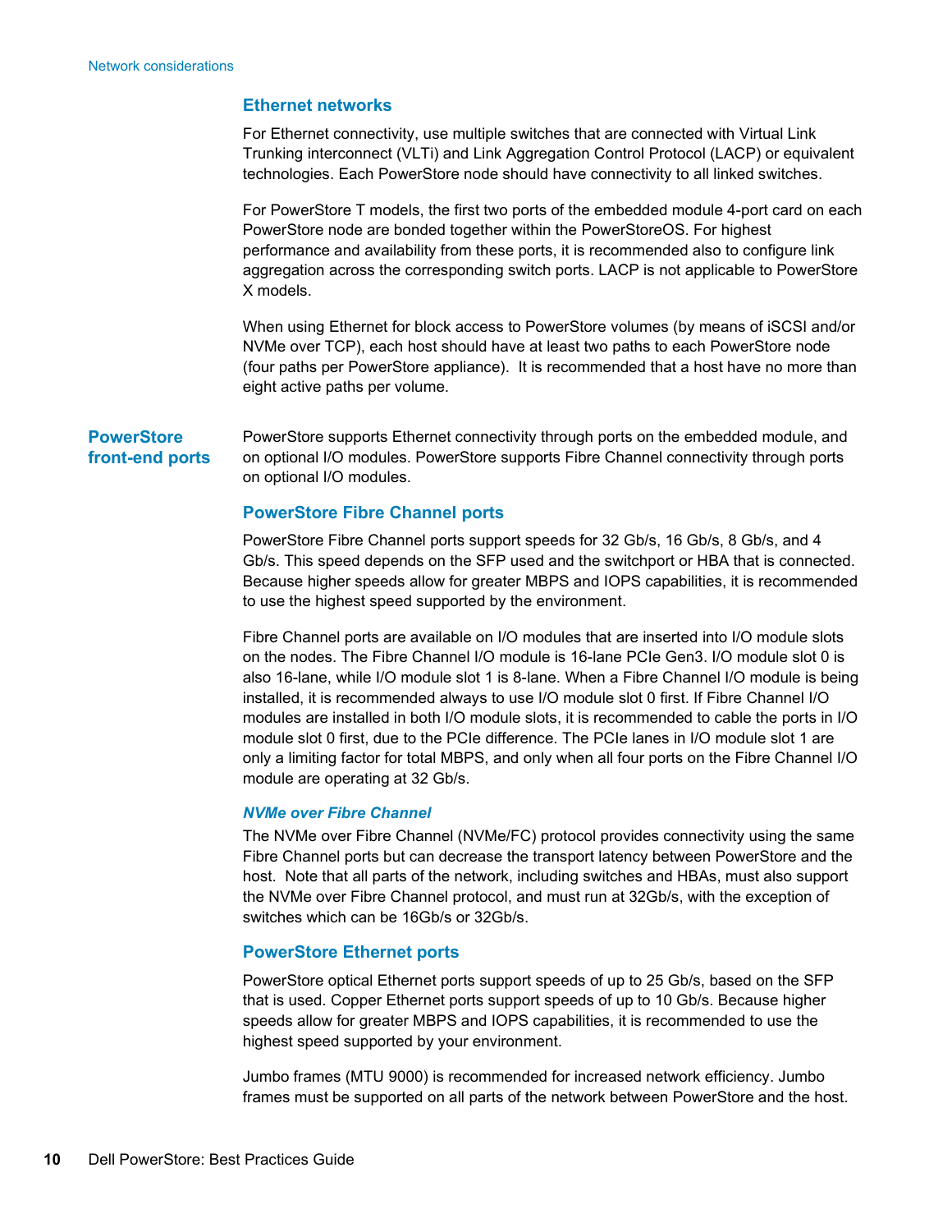### Ethernet networks

For Ethernet connectivity, use multiple switches that are connected with Virtual Link Trunking interconnect (VLTi) and Link Aggregation Control Protocol (LACP) or equivalent technologies. Each PowerStore node should have connectivity to all linked switches.

For PowerStore T models, the first two ports of the embedded module 4-port card on each PowerStore node are bonded together within the PowerStoreOS. For highest performance and availability from these ports, it is recommended also to configure link aggregation across the corresponding switch ports. LACP is not applicable to PowerStore X models.

When using Ethernet for block access to PowerStore volumes (by means of iSCSI and/or NVMe over TCP), each host should have at least two paths to each PowerStore node (four paths per PowerStore appliance). It is recommended that a host have no more than eight active paths per volume.

## PowerStore front-end ports

PowerStore supports Ethernet connectivity through ports on the embedded module, and on optional I/O modules. PowerStore supports Fibre Channel connectivity through ports on optional I/O modules.

### PowerStore Fibre Channel ports

PowerStore Fibre Channel ports support speeds for 32 Gb/s, 16 Gb/s, 8 Gb/s, and 4 Gb/s. This speed depends on the SFP used and the switchport or HBA that is connected. Because higher speeds allow for greater MBPS and IOPS capabilities, it is recommended to use the highest speed supported by the environment.

Fibre Channel ports are available on I/O modules that are inserted into I/O module slots on the nodes. The Fibre Channel I/O module is 16-lane PCIe Gen3. I/O module slot 0 is also 16-lane, while I/O module slot 1 is 8-lane. When a Fibre Channel I/O module is being installed, it is recommended always to use I/O module slot 0 first. If Fibre Channel I/O modules are installed in both I/O module slots, it is recommended to cable the ports in I/O module slot 0 first, due to the PCIe difference. The PCIe lanes in I/O module slot 1 are only a limiting factor for total MBPS, and only when all four ports on the Fibre Channel I/O module are operating at 32 Gb/s.

#### *NVMe over Fibre Channel*

The NVMe over Fibre Channel (NVMe/FC) protocol provides connectivity using the same Fibre Channel ports but can decrease the transport latency between PowerStore and the host. Note that all parts of the network, including switches and HBAs, must also support the NVMe over Fibre Channel protocol, and must run at 32Gb/s, with the exception of switches which can be 16Gb/s or 32Gb/s.

### PowerStore Ethernet ports

PowerStore optical Ethernet ports support speeds of up to 25 Gb/s, based on the SFP that is used. Copper Ethernet ports support speeds of up to 10 Gb/s. Because higher speeds allow for greater MBPS and IOPS capabilities, it is recommended to use the highest speed supported by your environment.

Jumbo frames (MTU 9000) is recommended for increased network efficiency. Jumbo frames must be supported on all parts of the network between PowerStore and the host.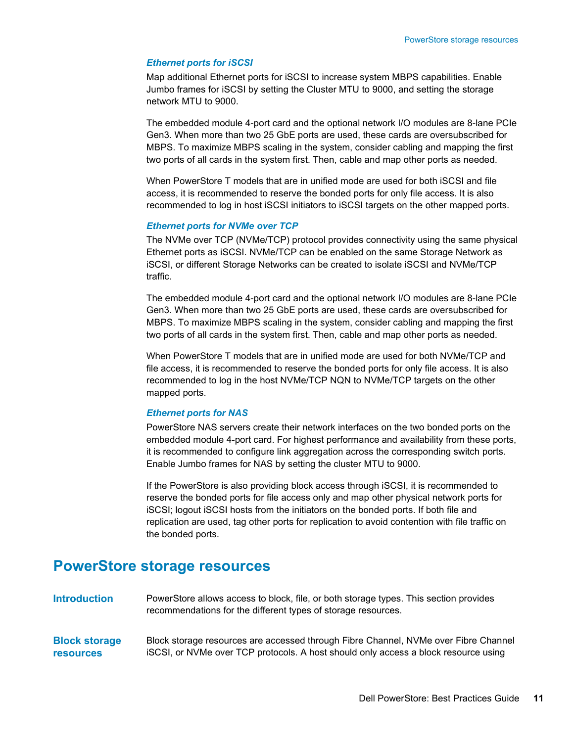#### *Ethernet ports for iSCSI*

Map additional Ethernet ports for iSCSI to increase system MBPS capabilities. Enable Jumbo frames for iSCSI by setting the Cluster MTU to 9000, and setting the storage network MTU to 9000.

The embedded module 4-port card and the optional network I/O modules are 8-lane PCIe Gen3. When more than two 25 GbE ports are used, these cards are oversubscribed for MBPS. To maximize MBPS scaling in the system, consider cabling and mapping the first two ports of all cards in the system first. Then, cable and map other ports as needed.

When PowerStore T models that are in unified mode are used for both iSCSI and file access, it is recommended to reserve the bonded ports for only file access. It is also recommended to log in host iSCSI initiators to iSCSI targets on the other mapped ports.

#### *Ethernet ports for NVMe over TCP*

The NVMe over TCP (NVMe/TCP) protocol provides connectivity using the same physical Ethernet ports as iSCSI. NVMe/TCP can be enabled on the same Storage Network as iSCSI, or different Storage Networks can be created to isolate iSCSI and NVMe/TCP traffic.

The embedded module 4-port card and the optional network I/O modules are 8-lane PCIe Gen3. When more than two 25 GbE ports are used, these cards are oversubscribed for MBPS. To maximize MBPS scaling in the system, consider cabling and mapping the first two ports of all cards in the system first. Then, cable and map other ports as needed.

When PowerStore T models that are in unified mode are used for both NVMe/TCP and file access, it is recommended to reserve the bonded ports for only file access. It is also recommended to log in the host NVMe/TCP NQN to NVMe/TCP targets on the other mapped ports.

#### *Ethernet ports for NAS*

PowerStore NAS servers create their network interfaces on the two bonded ports on the embedded module 4-port card. For highest performance and availability from these ports, it is recommended to configure link aggregation across the corresponding switch ports. Enable Jumbo frames for NAS by setting the cluster MTU to 9000.

If the PowerStore is also providing block access through iSCSI, it is recommended to reserve the bonded ports for file access only and map other physical network ports for iSCSI; logout iSCSI hosts from the initiators on the bonded ports. If both file and replication are used, tag other ports for replication to avoid contention with file traffic on the bonded ports.

## PowerStore storage resources

### Introduction

PowerStore allows access to block, file, or both storage types. This section provides recommendations for the different types of storage resources.

### Block storage resources

Block storage resources are accessed through Fibre Channel, NVMe over Fibre Channel iSCSI, or NVMe over TCP protocols. A host should only access a block resource using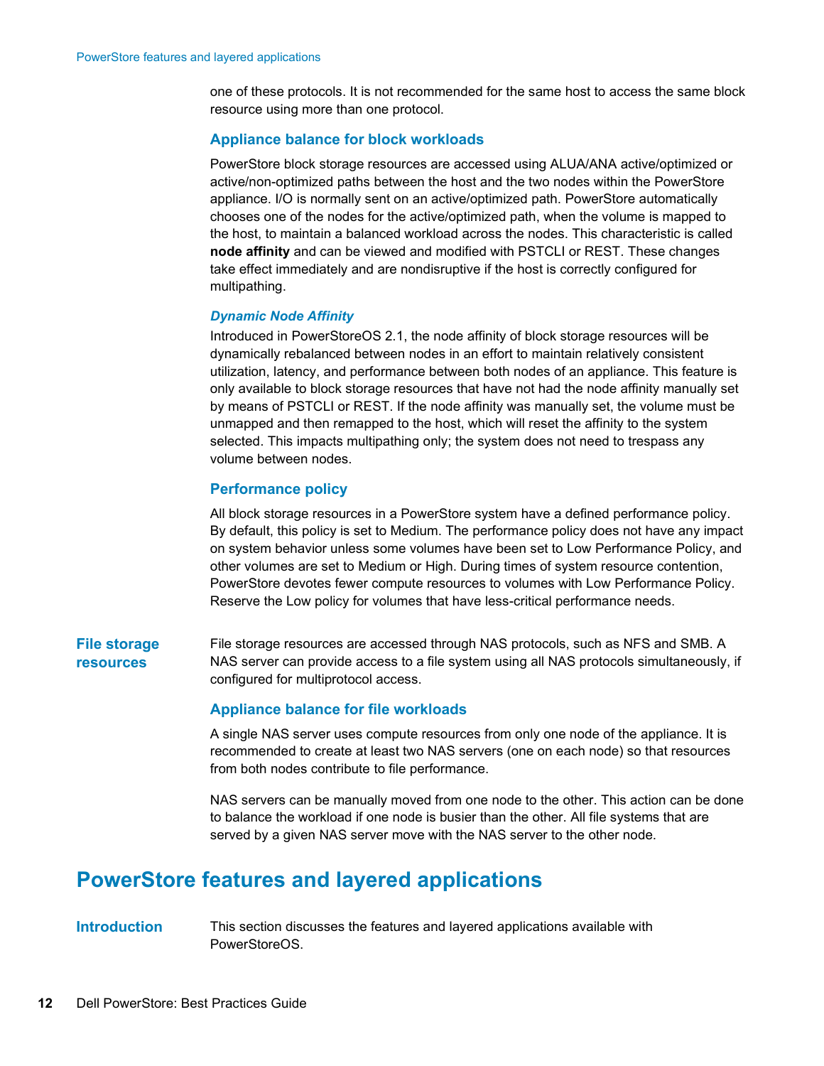one of these protocols. It is not recommended for the same host to access the same block resource using more than one protocol.

### Appliance balance for block workloads

PowerStore block storage resources are accessed using ALUA/ANA active/optimized or active/non-optimized paths between the host and the two nodes within the PowerStore appliance. I/O is normally sent on an active/optimized path. PowerStore automatically chooses one of the nodes for the active/optimized path, when the volume is mapped to the host, to maintain a balanced workload across the nodes. This characteristic is called **node affinity** and can be viewed and modified with PSTCLI or REST. These changes take effect immediately and are nondisruptive if the host is correctly configured for multipathing.

#### *Dynamic Node Affinity*

Introduced in PowerStoreOS 2.1, the node affinity of block storage resources will be dynamically rebalanced between nodes in an effort to maintain relatively consistent utilization, latency, and performance between both nodes of an appliance. This feature is only available to block storage resources that have not had the node affinity manually set by means of PSTCLI or REST. If the node affinity was manually set, the volume must be unmapped and then remapped to the host, which will reset the affinity to the system selected. This impacts multipathing only; the system does not need to trespass any volume between nodes.

### Performance policy

All block storage resources in a PowerStore system have a defined performance policy. By default, this policy is set to Medium. The performance policy does not have any impact on system behavior unless some volumes have been set to Low Performance Policy, and other volumes are set to Medium or High. During times of system resource contention, PowerStore devotes fewer compute resources to volumes with Low Performance Policy. Reserve the Low policy for volumes that have less-critical performance needs.

### File storage resources

File storage resources are accessed through NAS protocols, such as NFS and SMB. A NAS server can provide access to a file system using all NAS protocols simultaneously, if configured for multiprotocol access.

### Appliance balance for file workloads

A single NAS server uses compute resources from only one node of the appliance. It is recommended to create at least two NAS servers (one on each node) so that resources from both nodes contribute to file performance.

NAS servers can be manually moved from one node to the other. This action can be done to balance the workload if one node is busier than the other. All file systems that are served by a given NAS server move with the NAS server to the other node.

## PowerStore features and layered applications

### Introduction

This section discusses the features and layered applications available with PowerStoreOS.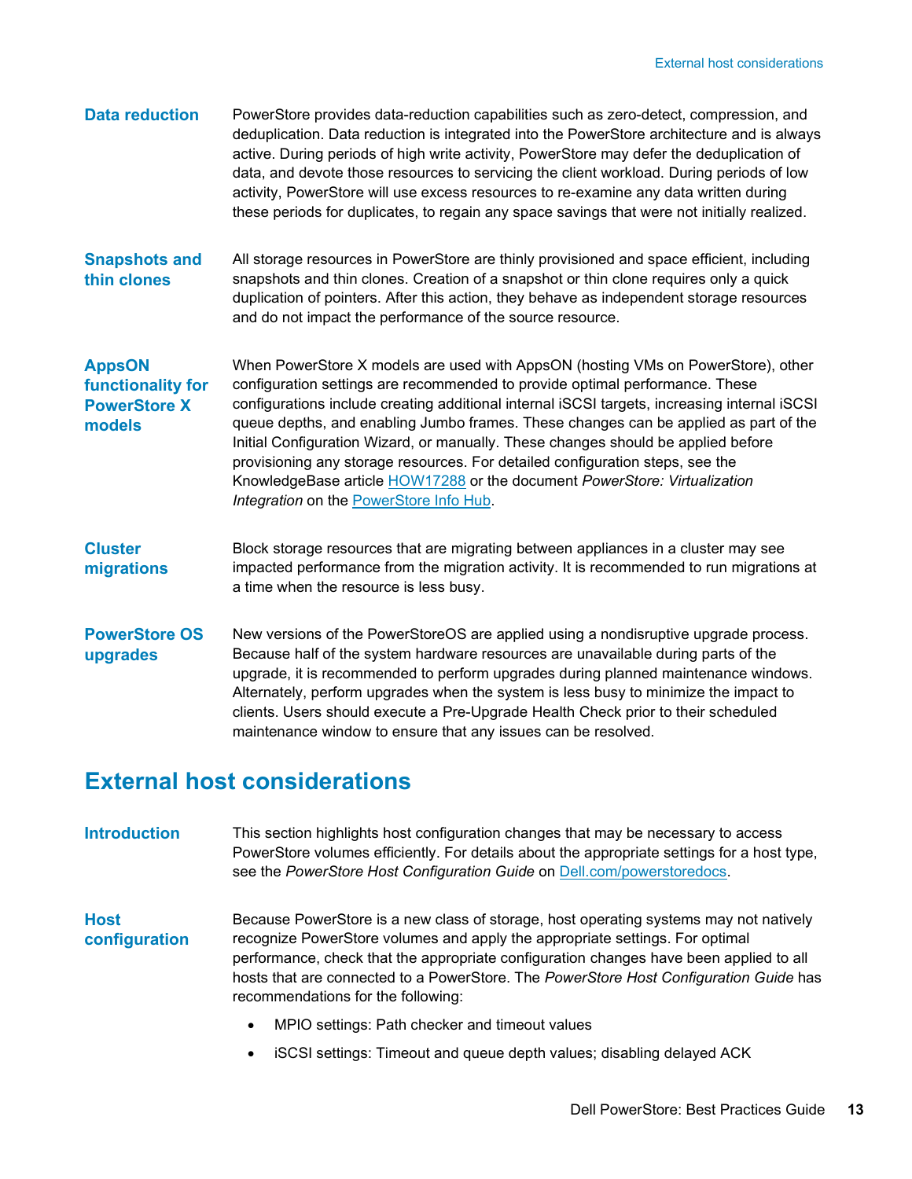### Data reduction

PowerStore provides data-reduction capabilities such as zero-detect, compression, and deduplication. Data reduction is integrated into the PowerStore architecture and is always active. During periods of high write activity, PowerStore may defer the deduplication of data, and devote those resources to servicing the client workload. During periods of low activity, PowerStore will use excess resources to re-examine any data written during these periods for duplicates, to regain any space savings that were not initially realized.

### Snapshots and thin clones

All storage resources in PowerStore are thinly provisioned and space efficient, including snapshots and thin clones. Creation of a snapshot or thin clone requires only a quick duplication of pointers. After this action, they behave as independent storage resources and do not impact the performance of the source resource.

### AppsON functionality for PowerStore X models

When PowerStore X models are used with AppsON (hosting VMs on PowerStore), other configuration settings are recommended to provide optimal performance. These configurations include creating additional internal iSCSI targets, increasing internal iSCSI queue depths, and enabling Jumbo frames. These changes can be applied as part of the Initial Configuration Wizard, or manually. These changes should be applied before provisioning any storage resources. For detailed configuration steps, see the KnowledgeBase article HOW17288 or the document *PowerStore: Virtualization Integration* on the PowerStore Info Hub.

### Cluster migrations

Block storage resources that are migrating between appliances in a cluster may see impacted performance from the migration activity. It is recommended to run migrations at a time when the resource is less busy.

### PowerStore OS upgrades

New versions of the PowerStoreOS are applied using a nondisruptive upgrade process. Because half of the system hardware resources are unavailable during parts of the upgrade, it is recommended to perform upgrades during planned maintenance windows. Alternately, perform upgrades when the system is less busy to minimize the impact to clients. Users should execute a Pre-Upgrade Health Check prior to their scheduled maintenance window to ensure that any issues can be resolved.

## External host considerations

### Introduction

This section highlights host configuration changes that may be necessary to access PowerStore volumes efficiently. For details about the appropriate settings for a host type, see the *PowerStore Host Configuration Guide* on Dell.com/powerstoredocs.

### Host configuration

Because PowerStore is a new class of storage, host operating systems may not natively recognize PowerStore volumes and apply the appropriate settings. For optimal performance, check that the appropriate configuration changes have been applied to all hosts that are connected to a PowerStore. The *PowerStore Host Configuration Guide* has recommendations for the following:

- MPIO settings: Path checker and timeout values
- iSCSI settings: Timeout and queue depth values; disabling delayed ACK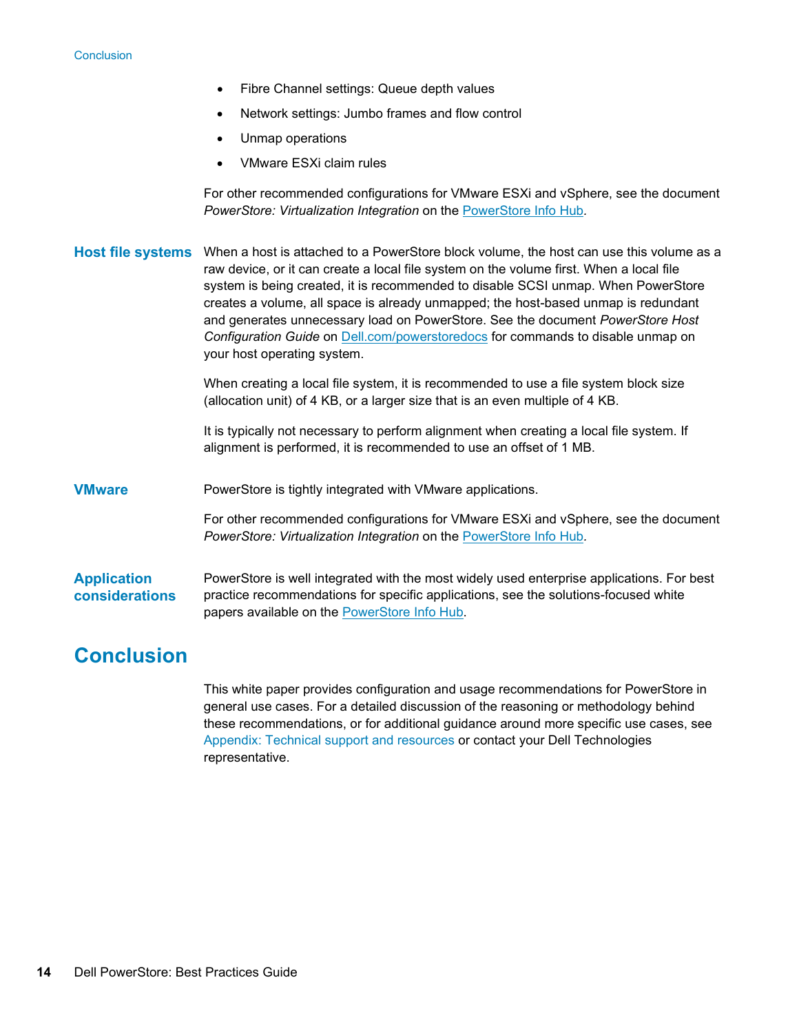- Fibre Channel settings: Queue depth values
- Network settings: Jumbo frames and flow control
- Unmap operations
- VMware ESXi claim rules

For other recommended configurations for VMware ESXi and vSphere, see the document *PowerStore: Virtualization Integration* on the PowerStore Info Hub.

### Host file systems

When a host is attached to a PowerStore block volume, the host can use this volume as a raw device, or it can create a local file system on the volume first. When a local file system is being created, it is recommended to disable SCSI unmap. When PowerStore creates a volume, all space is already unmapped; the host-based unmap is redundant and generates unnecessary load on PowerStore. See the document *PowerStore Host Configuration Guide* on Dell.com/powerstoredocs for commands to disable unmap on your host operating system.

When creating a local file system, it is recommended to use a file system block size (allocation unit) of 4 KB, or a larger size that is an even multiple of 4 KB.

It is typically not necessary to perform alignment when creating a local file system. If alignment is performed, it is recommended to use an offset of 1 MB.

### VMware

PowerStore is tightly integrated with VMware applications.

For other recommended configurations for VMware ESXi and vSphere, see the document *PowerStore: Virtualization Integration* on the PowerStore Info Hub.

### Application considerations

PowerStore is well integrated with the most widely used enterprise applications. For best practice recommendations for specific applications, see the solutions-focused white papers available on the PowerStore Info Hub.

## Conclusion

This white paper provides configuration and usage recommendations for PowerStore in general use cases. For a detailed discussion of the reasoning or methodology behind these recommendations, or for additional guidance around more specific use cases, see Appendix: Technical support and resources or contact your Dell Technologies representative.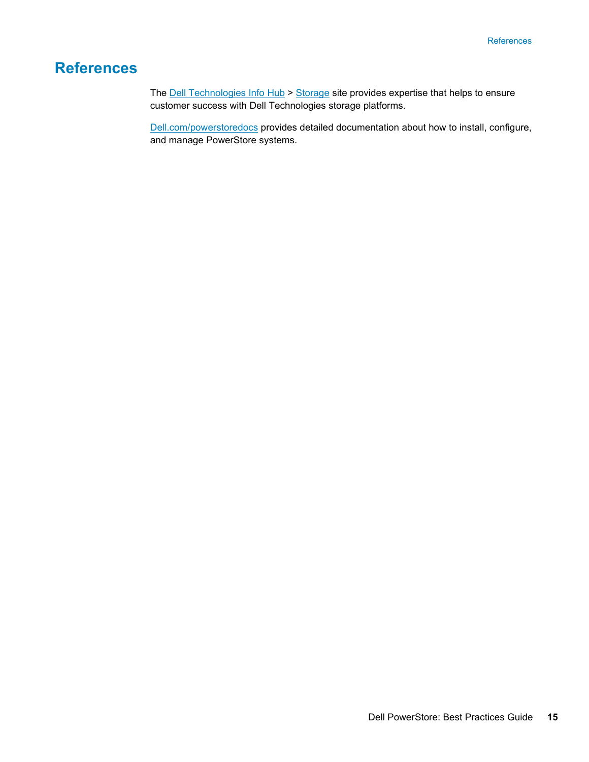# References

The Dell Technologies Info Hub > Storage site provides expertise that helps to ensure customer success with Dell Technologies storage platforms.

Dell.com/powerstoredocs provides detailed documentation about how to install, configure, and manage PowerStore systems.